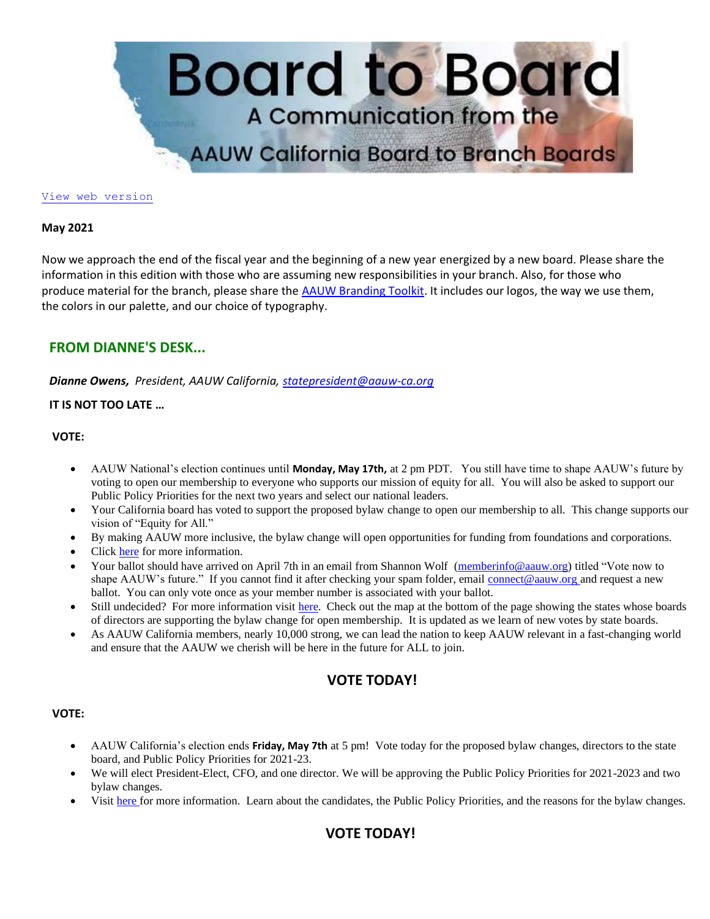# Board to Board

## A Communication from the AAUW California Board to Branch Boards

View web version

**May 2021**

Now we approach the end of the fiscal year and the beginning of a new year energized by a new board. Please share the information in this edition with those who are assuming new responsibilities in your branch. Also, for those who produce material for the branch, please share the AAUW Branding Toolkit. It includes our logos, the way we use them, the colors in our palette, and our choice of typography.

## FROM DIANNE'S DESK...

***Dianne Owens,*** *President, AAUW California, statepresident@aauw-ca.org*

**IT IS NOT TOO LATE …**

**VOTE:**

- AAUW National's election continues until **Monday, May 17th,** at 2 pm PDT. You still have time to shape AAUW's future by voting to open our membership to everyone who supports our mission of equity for all. You will also be asked to support our Public Policy Priorities for the next two years and select our national leaders.
- Your California board has voted to support the proposed bylaw change to open our membership to all. This change supports our vision of "Equity for All."
- By making AAUW more inclusive, the bylaw change will open opportunities for funding from foundations and corporations.
- Click here for more information.
- Your ballot should have arrived on April 7th in an email from Shannon Wolf (memberinfo@aauw.org) titled "Vote now to shape AAUW's future." If you cannot find it after checking your spam folder, email connect@aauw.org and request a new ballot. You can only vote once as your member number is associated with your ballot.
- Still undecided? For more information visit here. Check out the map at the bottom of the page showing the states whose boards of directors are supporting the bylaw change for open membership. It is updated as we learn of new votes by state boards.
- As AAUW California members, nearly 10,000 strong, we can lead the nation to keep AAUW relevant in a fast-changing world and ensure that the AAUW we cherish will be here in the future for ALL to join.

**VOTE TODAY!**

**VOTE:**

- AAUW California's election ends **Friday, May 7th** at 5 pm! Vote today for the proposed bylaw changes, directors to the state board, and Public Policy Priorities for 2021-23.
- We will elect President-Elect, CFO, and one director. We will be approving the Public Policy Priorities for 2021-2023 and two bylaw changes.
- Visit here for more information. Learn about the candidates, the Public Policy Priorities, and the reasons for the bylaw changes.

**VOTE TODAY!**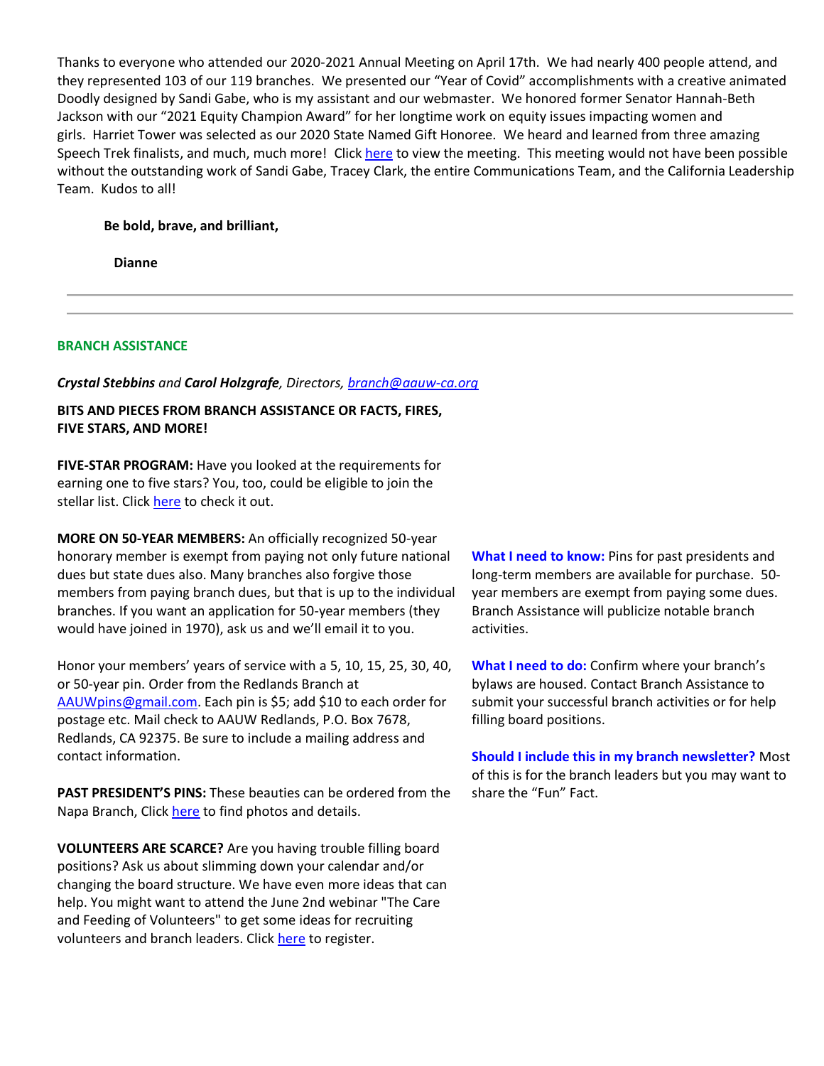Thanks to everyone who attended our 2020-2021 Annual Meeting on April 17th. We had nearly 400 people attend, and they represented 103 of our 119 branches. We presented our "Year of Covid" accomplishments with a creative animated Doodly designed by Sandi Gabe, who is my assistant and our webmaster. We honored former Senator Hannah-Beth Jackson with our "2021 Equity Champion Award" for her longtime work on equity issues impacting women and girls. Harriet Tower was selected as our 2020 State Named Gift Honoree. We heard and learned from three amazing Speech Trek finalists, and much, much more! Click here to view the meeting. This meeting would not have been possible without the outstanding work of Sandi Gabe, Tracey Clark, the entire Communications Team, and the California Leadership Team. Kudos to all!

**Be bold, brave, and brilliant,**

**Dianne**

---

## BRANCH ASSISTANCE

***Crystal Stebbins** and **Carol Holzgrafe**, Directors, branch@aauw-ca.org*

**BITS AND PIECES FROM BRANCH ASSISTANCE OR FACTS, FIRES, FIVE STARS, AND MORE!**

**FIVE-STAR PROGRAM:** Have you looked at the requirements for earning one to five stars? You, too, could be eligible to join the stellar list. Click here to check it out.

**MORE ON 50-YEAR MEMBERS:** An officially recognized 50-year honorary member is exempt from paying not only future national dues but state dues also. Many branches also forgive those members from paying branch dues, but that is up to the individual branches. If you want an application for 50-year members (they would have joined in 1970), ask us and we'll email it to you.

Honor your members' years of service with a 5, 10, 15, 25, 30, 40, or 50-year pin. Order from the Redlands Branch at AAUWpins@gmail.com. Each pin is $5; add $10 to each order for postage etc. Mail check to AAUW Redlands, P.O. Box 7678, Redlands, CA 92375. Be sure to include a mailing address and contact information.

**PAST PRESIDENT'S PINS:** These beauties can be ordered from the Napa Branch, Click here to find photos and details.

**VOLUNTEERS ARE SCARCE?** Are you having trouble filling board positions? Ask us about slimming down your calendar and/or changing the board structure. We have even more ideas that can help. You might want to attend the June 2nd webinar "The Care and Feeding of Volunteers" to get some ideas for recruiting volunteers and branch leaders. Click here to register.

**What I need to know:** Pins for past presidents and long-term members are available for purchase. 50-year members are exempt from paying some dues. Branch Assistance will publicize notable branch activities.

**What I need to do:** Confirm where your branch's bylaws are housed. Contact Branch Assistance to submit your successful branch activities or for help filling board positions.

**Should I include this in my branch newsletter?** Most of this is for the branch leaders but you may want to share the "Fun" Fact.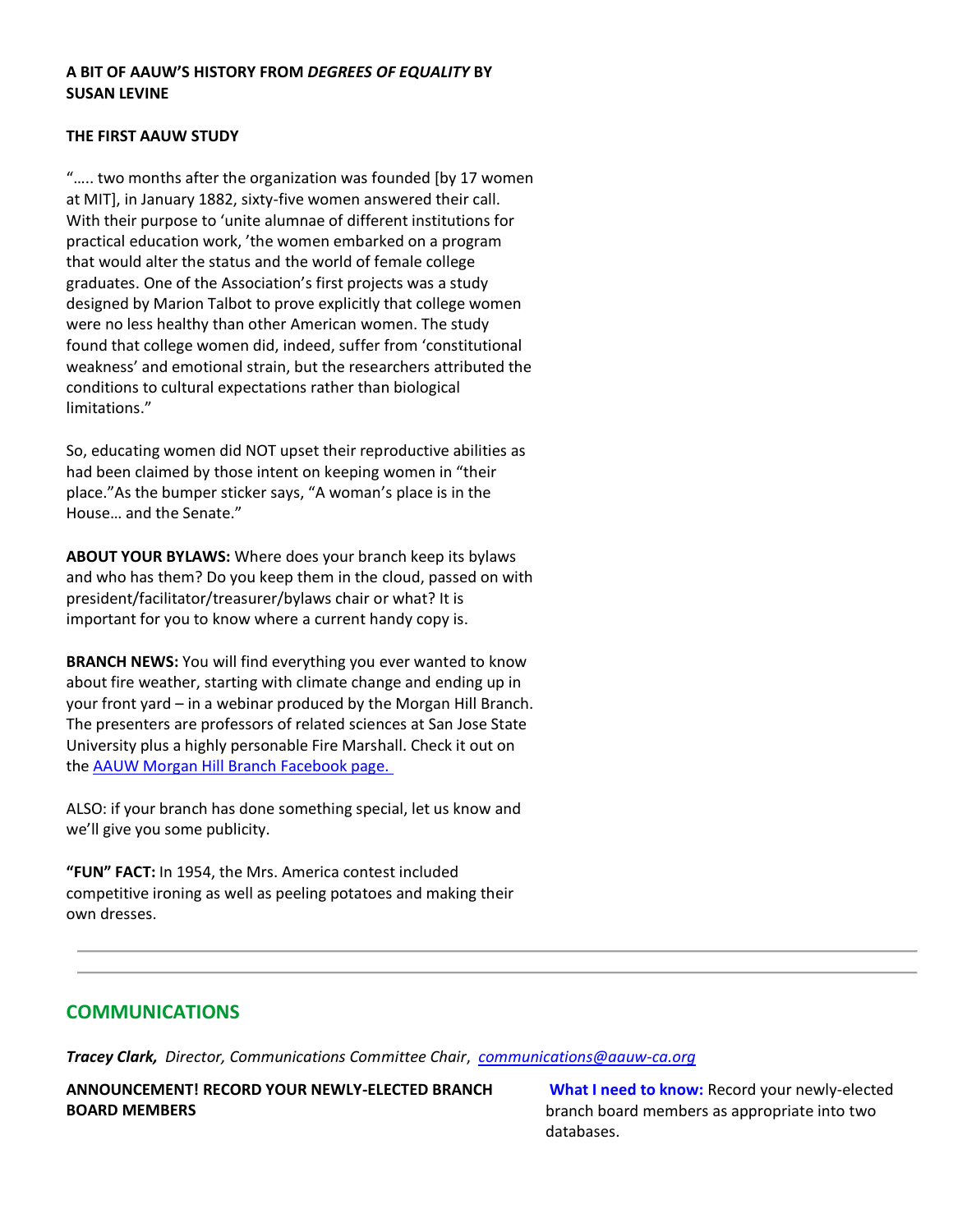**A BIT OF AAUW'S HISTORY FROM *DEGREES OF EQUALITY* BY SUSAN LEVINE**

**THE FIRST AAUW STUDY**

"….. two months after the organization was founded [by 17 women at MIT], in January 1882, sixty-five women answered their call. With their purpose to 'unite alumnae of different institutions for practical education work,' the women embarked on a program that would alter the status and the world of female college graduates. One of the Association's first projects was a study designed by Marion Talbot to prove explicitly that college women were no less healthy than other American women. The study found that college women did, indeed, suffer from 'constitutional weakness' and emotional strain, but the researchers attributed the conditions to cultural expectations rather than biological limitations."

So, educating women did NOT upset their reproductive abilities as had been claimed by those intent on keeping women in "their place."As the bumper sticker says, "A woman's place is in the House… and the Senate."

**ABOUT YOUR BYLAWS:** Where does your branch keep its bylaws and who has them? Do you keep them in the cloud, passed on with president/facilitator/treasurer/bylaws chair or what? It is important for you to know where a current handy copy is.

**BRANCH NEWS:** You will find everything you ever wanted to know about fire weather, starting with climate change and ending up in your front yard – in a webinar produced by the Morgan Hill Branch. The presenters are professors of related sciences at San Jose State University plus a highly personable Fire Marshall. Check it out on the [AAUW Morgan Hill Branch Facebook page.](AAUW Morgan Hill Branch Facebook page)

ALSO: if your branch has done something special, let us know and we'll give you some publicity.

**"FUN" FACT:** In 1954, the Mrs. America contest included competitive ironing as well as peeling potatoes and making their own dresses.

---

## COMMUNICATIONS

***Tracey Clark,*** *Director, Communications Committee Chair*, *[communications@aauw-ca.org](mailto:communications@aauw-ca.org)*

**ANNOUNCEMENT! RECORD YOUR NEWLY-ELECTED BRANCH BOARD MEMBERS**

**What I need to know:** Record your newly-elected branch board members as appropriate into two databases.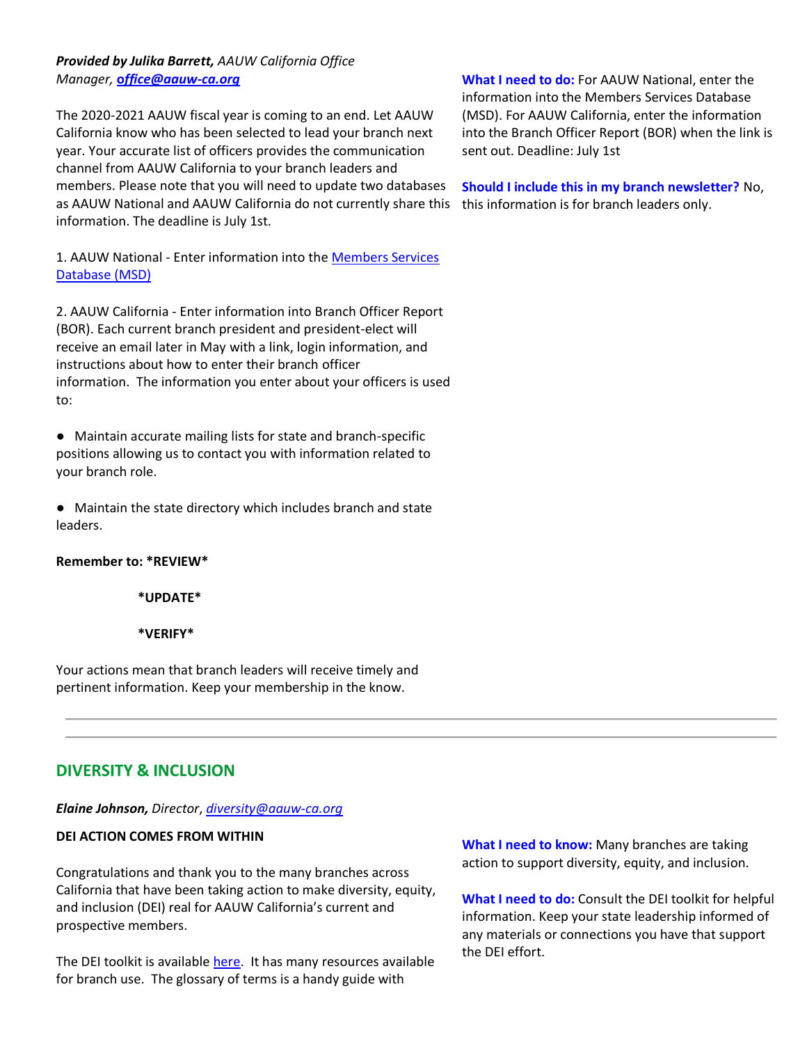***Provided by Julika Barrett,*** *AAUW California Office Manager,* ***office@aauw-ca.org***

The 2020-2021 AAUW fiscal year is coming to an end. Let AAUW California know who has been selected to lead your branch next year. Your accurate list of officers provides the communication channel from AAUW California to your branch leaders and members. Please note that you will need to update two databases as AAUW National and AAUW California do not currently share this information. The deadline is July 1st.

1. AAUW National - Enter information into the Members Services Database (MSD)

2. AAUW California - Enter information into Branch Officer Report (BOR). Each current branch president and president-elect will receive an email later in May with a link, login information, and instructions about how to enter their branch officer information. The information you enter about your officers is used to:

- Maintain accurate mailing lists for state and branch-specific positions allowing us to contact you with information related to your branch role.

- Maintain the state directory which includes branch and state leaders.

**Remember to: *REVIEW***

***UPDATE***

***VERIFY***

Your actions mean that branch leaders will receive timely and pertinent information. Keep your membership in the know.

**What I need to do:** For AAUW National, enter the information into the Members Services Database (MSD). For AAUW California, enter the information into the Branch Officer Report (BOR) when the link is sent out. Deadline: July 1st

**Should I include this in my branch newsletter?** No, this information is for branch leaders only.

---

## DIVERSITY & INCLUSION

***Elaine Johnson,*** *Director, diversity@aauw-ca.org*

**DEI ACTION COMES FROM WITHIN**

Congratulations and thank you to the many branches across California that have been taking action to make diversity, equity, and inclusion (DEI) real for AAUW California's current and prospective members.

The DEI toolkit is available here. It has many resources available for branch use. The glossary of terms is a handy guide with

**What I need to know:** Many branches are taking action to support diversity, equity, and inclusion.

**What I need to do:** Consult the DEI toolkit for helpful information. Keep your state leadership informed of any materials or connections you have that support the DEI effort.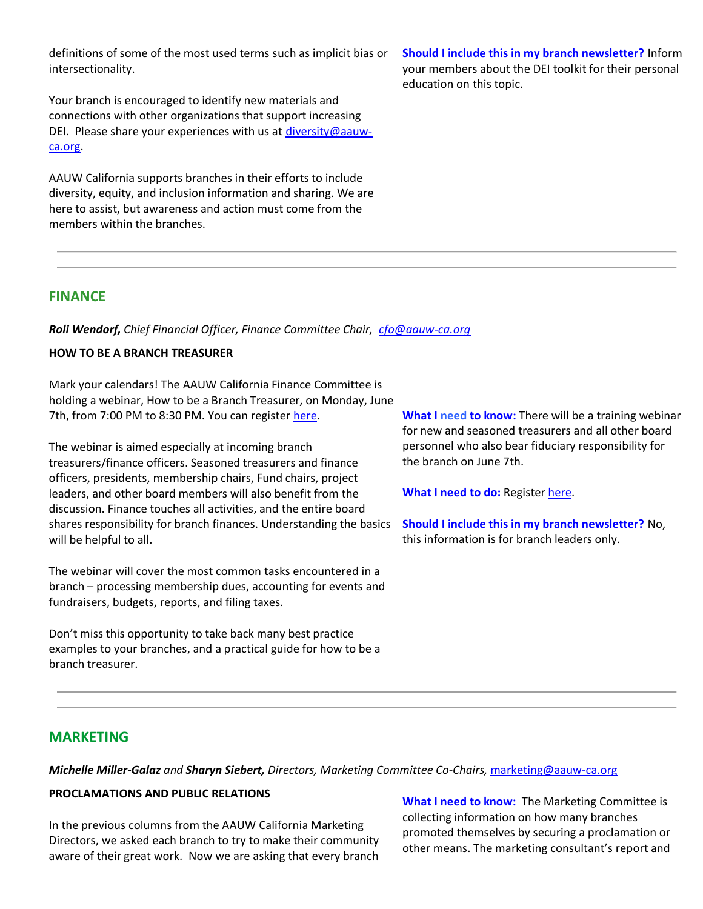definitions of some of the most used terms such as implicit bias or intersectionality.

Your branch is encouraged to identify new materials and connections with other organizations that support increasing DEI. Please share your experiences with us at [diversity@aauw-ca.org](mailto:diversity@aauw-ca.org).

AAUW California supports branches in their efforts to include diversity, equity, and inclusion information and sharing. We are here to assist, but awareness and action must come from the members within the branches.

**Should I include this in my branch newsletter?** Inform your members about the DEI toolkit for their personal education on this topic.

---

## FINANCE

***Roli Wendorf,*** *Chief Financial Officer, Finance Committee Chair,* *[cfo@aauw-ca.org](mailto:cfo@aauw-ca.org)*

**HOW TO BE A BRANCH TREASURER**

Mark your calendars! The AAUW California Finance Committee is holding a webinar, How to be a Branch Treasurer, on Monday, June 7th, from 7:00 PM to 8:30 PM. You can register here.

The webinar is aimed especially at incoming branch treasurers/finance officers. Seasoned treasurers and finance officers, presidents, membership chairs, Fund chairs, project leaders, and other board members will also benefit from the discussion. Finance touches all activities, and the entire board shares responsibility for branch finances. Understanding the basics will be helpful to all.

The webinar will cover the most common tasks encountered in a branch – processing membership dues, accounting for events and fundraisers, budgets, reports, and filing taxes.

Don't miss this opportunity to take back many best practice examples to your branches, and a practical guide for how to be a branch treasurer.

**What I need to know:** There will be a training webinar for new and seasoned treasurers and all other board personnel who also bear fiduciary responsibility for the branch on June 7th.

**What I need to do:** Register here.

**Should I include this in my branch newsletter?** No, this information is for branch leaders only.

---

## MARKETING

***Michelle Miller-Galaz*** *and* ***Sharyn Siebert,*** *Directors, Marketing Committee Co-Chairs,* [marketing@aauw-ca.org](mailto:marketing@aauw-ca.org)

**PROCLAMATIONS AND PUBLIC RELATIONS**

In the previous columns from the AAUW California Marketing Directors, we asked each branch to try to make their community aware of their great work. Now we are asking that every branch

**What I need to know:** The Marketing Committee is collecting information on how many branches promoted themselves by securing a proclamation or other means. The marketing consultant's report and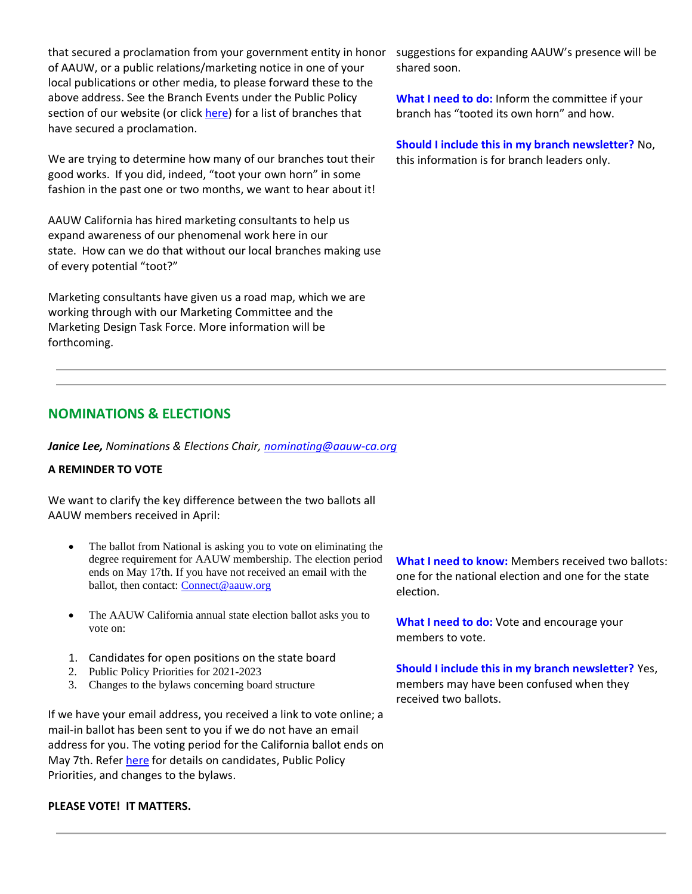that secured a proclamation from your government entity in honor of AAUW, or a public relations/marketing notice in one of your local publications or other media, to please forward these to the above address. See the Branch Events under the Public Policy section of our website (or click here) for a list of branches that have secured a proclamation.

We are trying to determine how many of our branches tout their good works. If you did, indeed, "toot your own horn" in some fashion in the past one or two months, we want to hear about it!

AAUW California has hired marketing consultants to help us expand awareness of our phenomenal work here in our state. How can we do that without our local branches making use of every potential "toot?"

Marketing consultants have given us a road map, which we are working through with our Marketing Committee and the Marketing Design Task Force. More information will be forthcoming.

suggestions for expanding AAUW's presence will be shared soon.

**What I need to do:** Inform the committee if your branch has "tooted its own horn" and how.

**Should I include this in my branch newsletter?** No, this information is for branch leaders only.

---

## NOMINATIONS & ELECTIONS

***Janice Lee,*** *Nominations & Elections Chair, nominating@aauw-ca.org*

**A REMINDER TO VOTE**

We want to clarify the key difference between the two ballots all AAUW members received in April:

- The ballot from National is asking you to vote on eliminating the degree requirement for AAUW membership. The election period ends on May 17th. If you have not received an email with the ballot, then contact: Connect@aauw.org

- The AAUW California annual state election ballot asks you to vote on:

1. Candidates for open positions on the state board
2. Public Policy Priorities for 2021-2023
3. Changes to the bylaws concerning board structure

If we have your email address, you received a link to vote online; a mail-in ballot has been sent to you if we do not have an email address for you. The voting period for the California ballot ends on May 7th. Refer here for details on candidates, Public Policy Priorities, and changes to the bylaws.

**PLEASE VOTE! IT MATTERS.**

**What I need to know:** Members received two ballots: one for the national election and one for the state election.

**What I need to do:** Vote and encourage your members to vote.

**Should I include this in my branch newsletter?** Yes, members may have been confused when they received two ballots.

---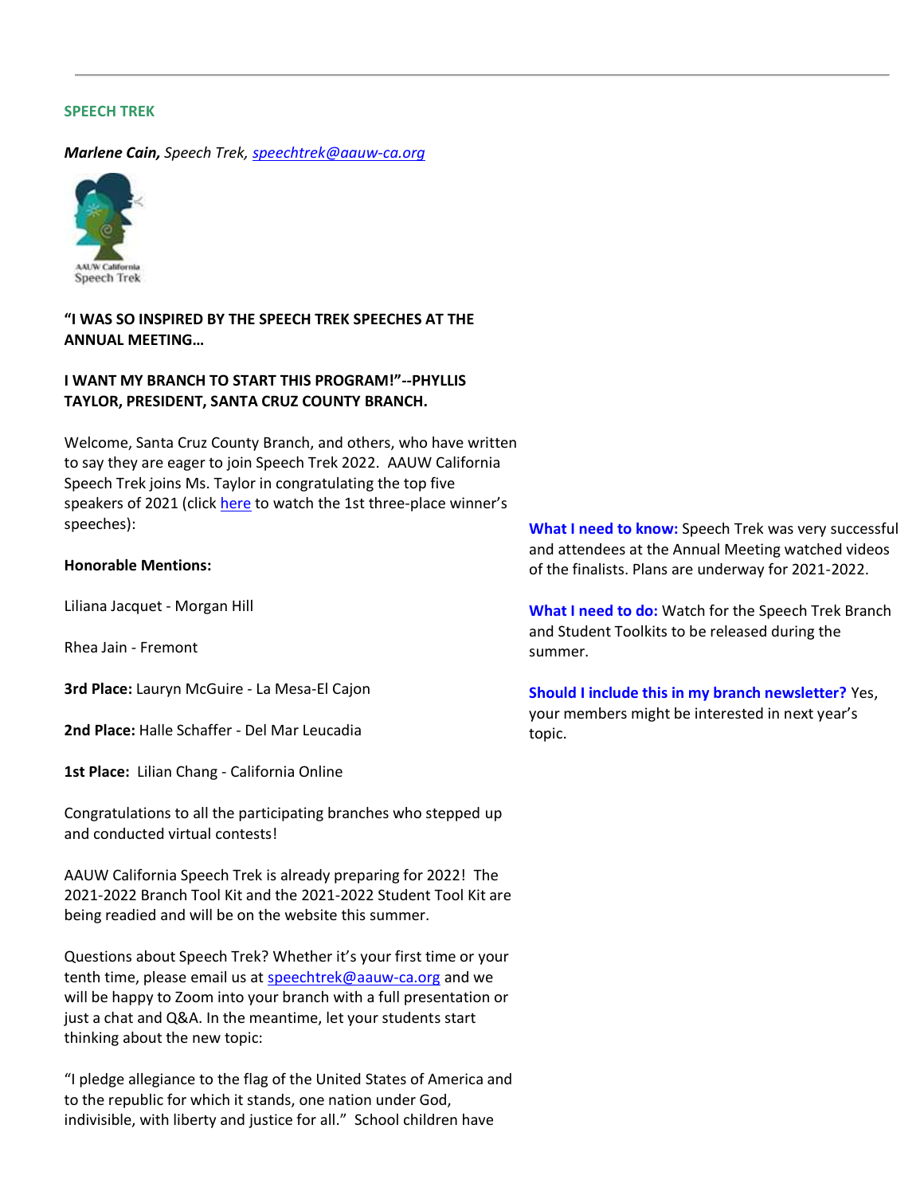## SPEECH TREK

***Marlene Cain,*** *Speech Trek,* *[speechtrek@aauw-ca.org](mailto:speechtrek@aauw-ca.org)*

**"I WAS SO INSPIRED BY THE SPEECH TREK SPEECHES AT THE ANNUAL MEETING…**

**I WANT MY BRANCH TO START THIS PROGRAM!"--PHYLLIS TAYLOR, PRESIDENT, SANTA CRUZ COUNTY BRANCH.**

Welcome, Santa Cruz County Branch, and others, who have written to say they are eager to join Speech Trek 2022. AAUW California Speech Trek joins Ms. Taylor in congratulating the top five speakers of 2021 (click here to watch the 1st three-place winner's speeches):

**Honorable Mentions:**

Liliana Jacquet - Morgan Hill

Rhea Jain - Fremont

**3rd Place:** Lauryn McGuire - La Mesa-El Cajon

**2nd Place:** Halle Schaffer - Del Mar Leucadia

**1st Place:** Lilian Chang - California Online

Congratulations to all the participating branches who stepped up and conducted virtual contests!

AAUW California Speech Trek is already preparing for 2022! The 2021-2022 Branch Tool Kit and the 2021-2022 Student Tool Kit are being readied and will be on the website this summer.

Questions about Speech Trek? Whether it's your first time or your tenth time, please email us at [speechtrek@aauw-ca.org](mailto:speechtrek@aauw-ca.org) and we will be happy to Zoom into your branch with a full presentation or just a chat and Q&A. In the meantime, let your students start thinking about the new topic:

"I pledge allegiance to the flag of the United States of America and to the republic for which it stands, one nation under God, indivisible, with liberty and justice for all." School children have

**What I need to know:** Speech Trek was very successful and attendees at the Annual Meeting watched videos of the finalists. Plans are underway for 2021-2022.

**What I need to do:** Watch for the Speech Trek Branch and Student Toolkits to be released during the summer.

**Should I include this in my branch newsletter?** Yes, your members might be interested in next year's topic.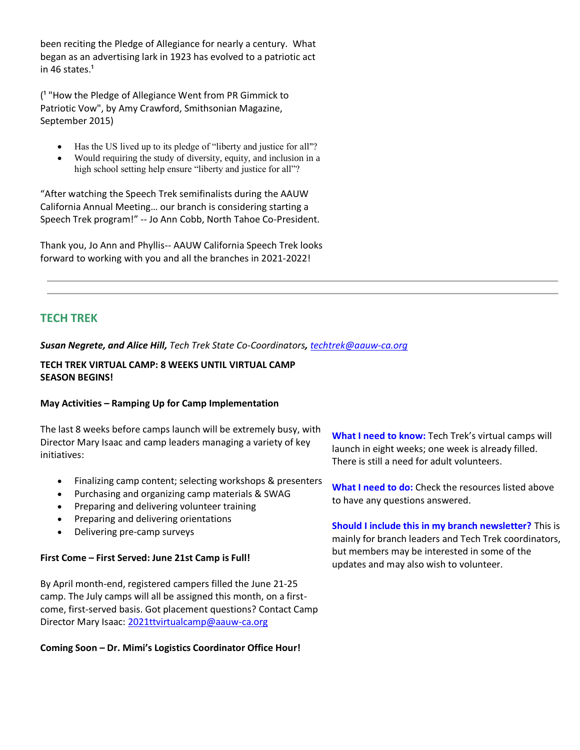been reciting the Pledge of Allegiance for nearly a century. What began as an advertising lark in 1923 has evolved to a patriotic act in 46 states.[1]

([1] "How the Pledge of Allegiance Went from PR Gimmick to Patriotic Vow", by Amy Crawford, Smithsonian Magazine, September 2015)

- Has the US lived up to its pledge of "liberty and justice for all"?
- Would requiring the study of diversity, equity, and inclusion in a high school setting help ensure "liberty and justice for all"?

"After watching the Speech Trek semifinalists during the AAUW California Annual Meeting… our branch is considering starting a Speech Trek program!" -- Jo Ann Cobb, North Tahoe Co-President.

Thank you, Jo Ann and Phyllis-- AAUW California Speech Trek looks forward to working with you and all the branches in 2021-2022!

---

## TECH TREK

***Susan Negrete, and Alice Hill,*** *Tech Trek State Co-Coordinators,* *techtrek@aauw-ca.org*

**TECH TREK VIRTUAL CAMP: 8 WEEKS UNTIL VIRTUAL CAMP SEASON BEGINS!**

**May Activities – Ramping Up for Camp Implementation**

The last 8 weeks before camps launch will be extremely busy, with Director Mary Isaac and camp leaders managing a variety of key initiatives:

- Finalizing camp content; selecting workshops & presenters
- Purchasing and organizing camp materials & SWAG
- Preparing and delivering volunteer training
- Preparing and delivering orientations
- Delivering pre-camp surveys

**First Come – First Served: June 21st Camp is Full!**

By April month-end, registered campers filled the June 21-25 camp. The July camps will all be assigned this month, on a first-come, first-served basis. Got placement questions? Contact Camp Director Mary Isaac: 2021ttvirtualcamp@aauw-ca.org

**Coming Soon – Dr. Mimi's Logistics Coordinator Office Hour!**

**What I need to know:** Tech Trek's virtual camps will launch in eight weeks; one week is already filled. There is still a need for adult volunteers.

**What I need to do:** Check the resources listed above to have any questions answered.

**Should I include this in my branch newsletter?** This is mainly for branch leaders and Tech Trek coordinators, but members may be interested in some of the updates and may also wish to volunteer.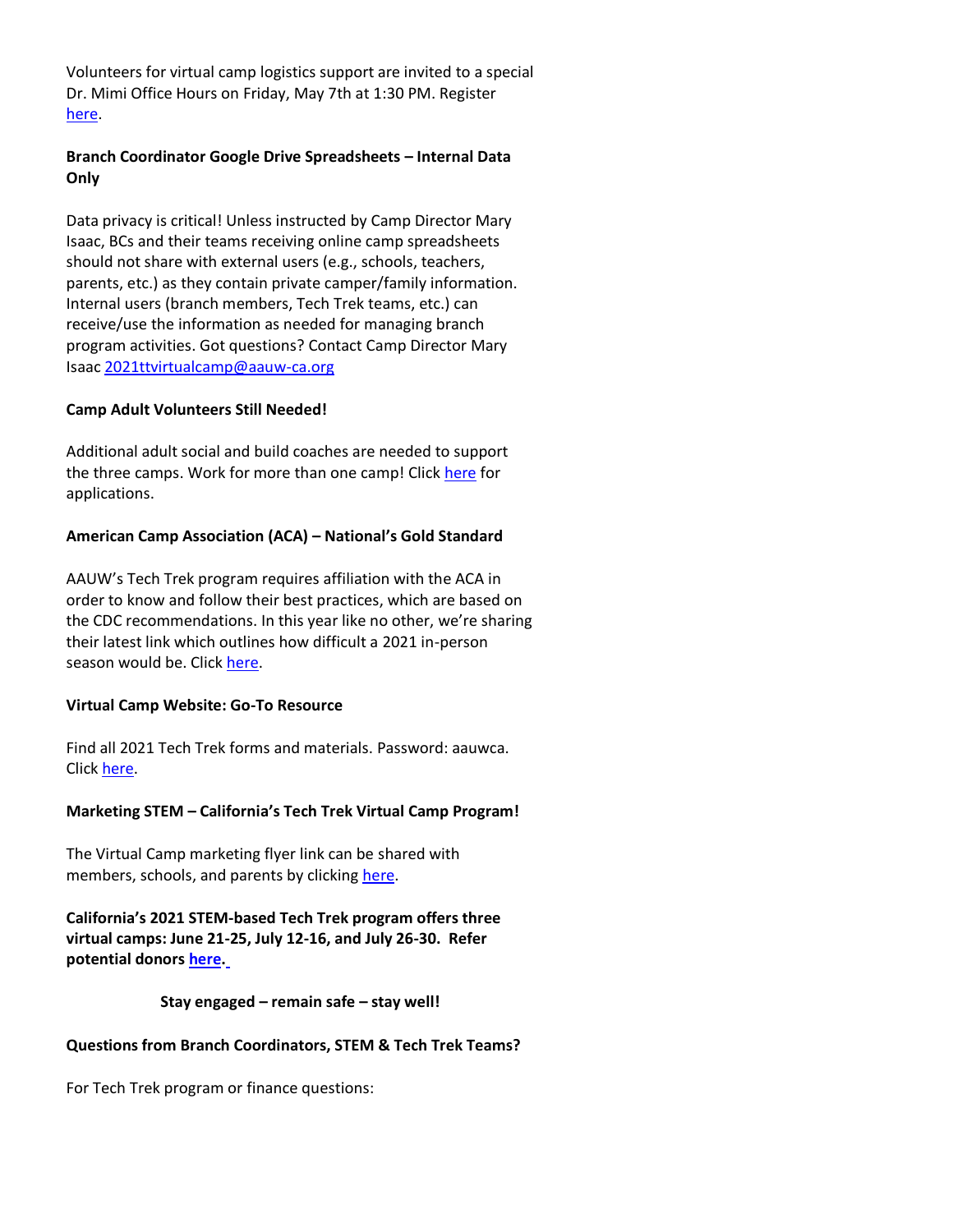Volunteers for virtual camp logistics support are invited to a special Dr. Mimi Office Hours on Friday, May 7th at 1:30 PM. Register here.

**Branch Coordinator Google Drive Spreadsheets – Internal Data Only**

Data privacy is critical! Unless instructed by Camp Director Mary Isaac, BCs and their teams receiving online camp spreadsheets should not share with external users (e.g., schools, teachers, parents, etc.) as they contain private camper/family information. Internal users (branch members, Tech Trek teams, etc.) can receive/use the information as needed for managing branch program activities. Got questions? Contact Camp Director Mary Isaac 2021ttvirtualcamp@aauw-ca.org

**Camp Adult Volunteers Still Needed!**

Additional adult social and build coaches are needed to support the three camps. Work for more than one camp! Click here for applications.

**American Camp Association (ACA) – National's Gold Standard**

AAUW's Tech Trek program requires affiliation with the ACA in order to know and follow their best practices, which are based on the CDC recommendations. In this year like no other, we're sharing their latest link which outlines how difficult a 2021 in-person season would be. Click here.

**Virtual Camp Website: Go-To Resource**

Find all 2021 Tech Trek forms and materials. Password: aauwca. Click here.

**Marketing STEM – California's Tech Trek Virtual Camp Program!**

The Virtual Camp marketing flyer link can be shared with members, schools, and parents by clicking here.

**California's 2021 STEM-based Tech Trek program offers three virtual camps: June 21-25, July 12-16, and July 26-30. Refer potential donors here.**

**Stay engaged – remain safe – stay well!**

**Questions from Branch Coordinators, STEM & Tech Trek Teams?**

For Tech Trek program or finance questions: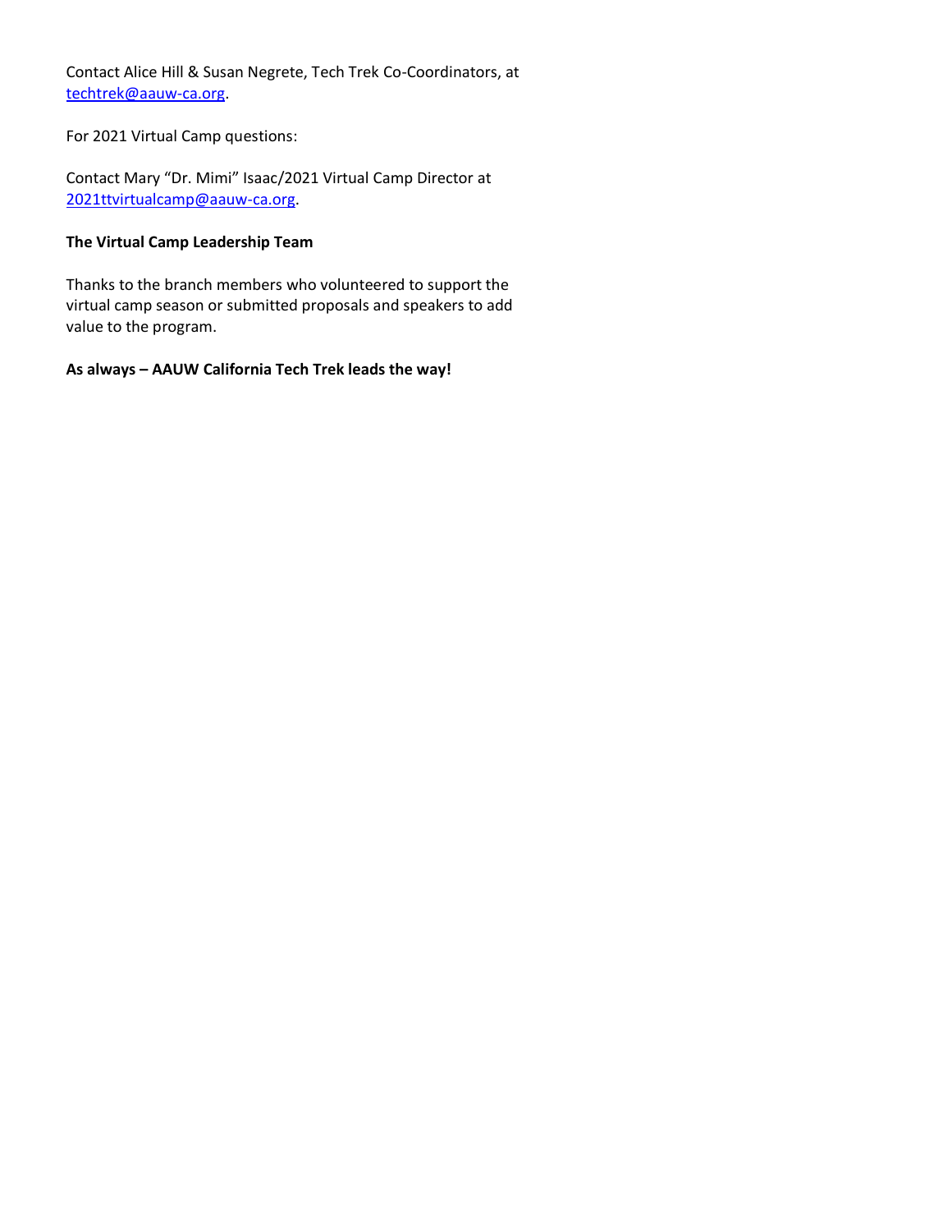Contact Alice Hill & Susan Negrete, Tech Trek Co-Coordinators, at techtrek@aauw-ca.org.

For 2021 Virtual Camp questions:

Contact Mary "Dr. Mimi" Isaac/2021 Virtual Camp Director at 2021ttvirtualcamp@aauw-ca.org.

**The Virtual Camp Leadership Team**

Thanks to the branch members who volunteered to support the virtual camp season or submitted proposals and speakers to add value to the program.

**As always – AAUW California Tech Trek leads the way!**